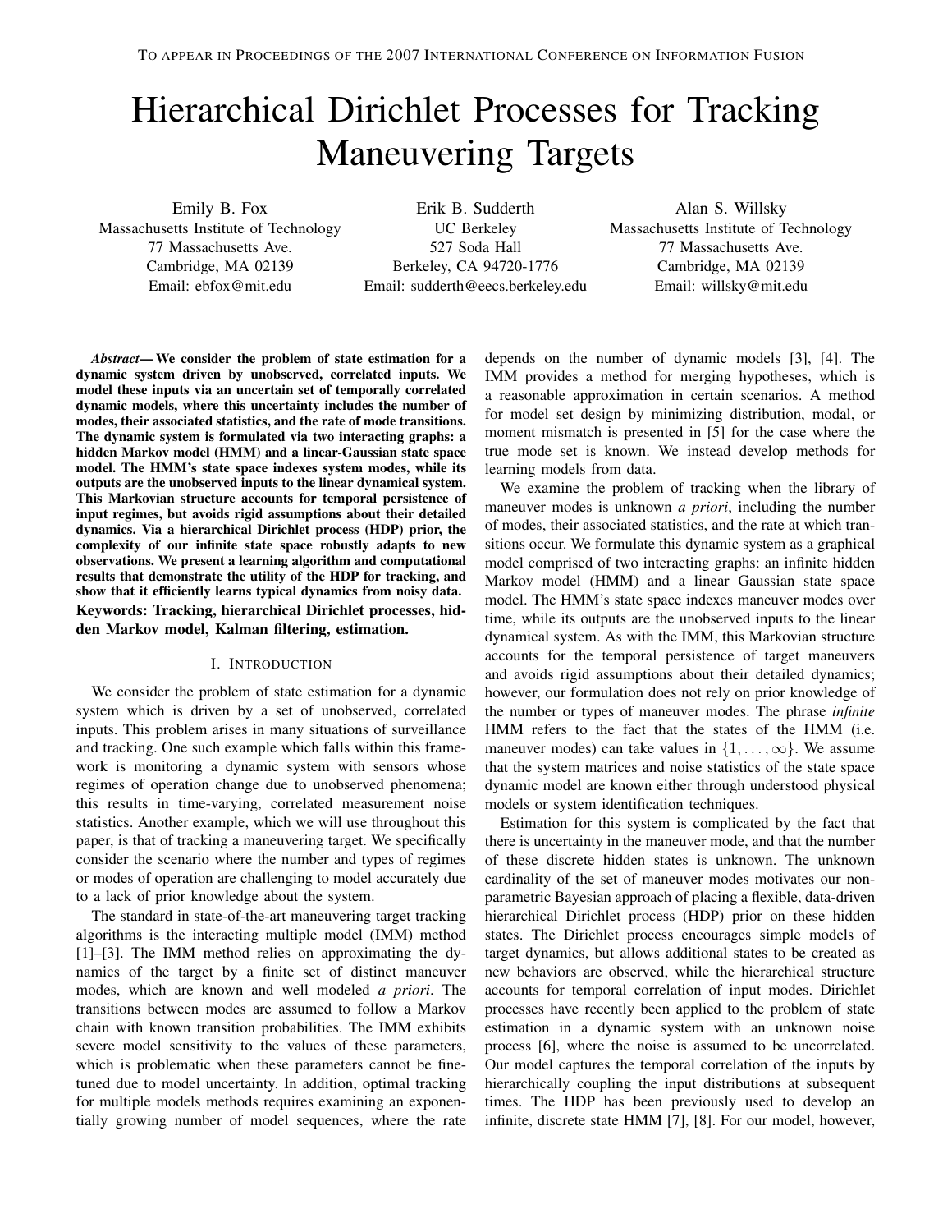# Hierarchical Dirichlet Processes for Tracking Maneuvering Targets

Emily B. Fox
Massachusetts Institute of Technology
77 Massachusetts Ave.
Cambridge, MA 02139
Email: ebfox@mit.edu

Erik B. Sudderth
UC Berkeley
527 Soda Hall
Berkeley, CA 94720-1776
Email: sudderth@eecs.berkeley.edu

Alan S. Willsky
Massachusetts Institute of Technology
77 Massachusetts Ave.
Cambridge, MA 02139
Email: willsky@mit.edu

***Abstract*— We consider the problem of state estimation for a dynamic system driven by unobserved, correlated inputs. We model these inputs via an uncertain set of temporally correlated dynamic models, where this uncertainty includes the number of modes, their associated statistics, and the rate of mode transitions. The dynamic system is formulated via two interacting graphs: a hidden Markov model (HMM) and a linear-Gaussian state space model. The HMM's state space indexes system modes, while its outputs are the unobserved inputs to the linear dynamical system. This Markovian structure accounts for temporal persistence of input regimes, but avoids rigid assumptions about their detailed dynamics. Via a hierarchical Dirichlet process (HDP) prior, the complexity of our infinite state space robustly adapts to new observations. We present a learning algorithm and computational results that demonstrate the utility of the HDP for tracking, and show that it efficiently learns typical dynamics from noisy data.**

**Keywords: Tracking, hierarchical Dirichlet processes, hidden Markov model, Kalman filtering, estimation.**

## I. Introduction

We consider the problem of state estimation for a dynamic system which is driven by a set of unobserved, correlated inputs. This problem arises in many situations of surveillance and tracking. One such example which falls within this framework is monitoring a dynamic system with sensors whose regimes of operation change due to unobserved phenomena; this results in time-varying, correlated measurement noise statistics. Another example, which we will use throughout this paper, is that of tracking a maneuvering target. We specifically consider the scenario where the number and types of regimes or modes of operation are challenging to model accurately due to a lack of prior knowledge about the system.

The standard in state-of-the-art maneuvering target tracking algorithms is the interacting multiple model (IMM) method [1]–[3]. The IMM method relies on approximating the dynamics of the target by a finite set of distinct maneuver modes, which are known and well modeled *a priori*. The transitions between modes are assumed to follow a Markov chain with known transition probabilities. The IMM exhibits severe model sensitivity to the values of these parameters, which is problematic when these parameters cannot be fine-tuned due to model uncertainty. In addition, optimal tracking for multiple models methods requires examining an exponentially growing number of model sequences, where the rate depends on the number of dynamic models [3], [4]. The IMM provides a method for merging hypotheses, which is a reasonable approximation in certain scenarios. A method for model set design by minimizing distribution, modal, or moment mismatch is presented in [5] for the case where the true mode set is known. We instead develop methods for learning models from data.

We examine the problem of tracking when the library of maneuver modes is unknown *a priori*, including the number of modes, their associated statistics, and the rate at which transitions occur. We formulate this dynamic system as a graphical model comprised of two interacting graphs: an infinite hidden Markov model (HMM) and a linear Gaussian state space model. The HMM's state space indexes maneuver modes over time, while its outputs are the unobserved inputs to the linear dynamical system. As with the IMM, this Markovian structure accounts for the temporal persistence of target maneuvers and avoids rigid assumptions about their detailed dynamics; however, our formulation does not rely on prior knowledge of the number or types of maneuver modes. The phrase *infinite* HMM refers to the fact that the states of the HMM (i.e. maneuver modes) can take values in $\{1, \ldots, \infty\}$. We assume that the system matrices and noise statistics of the state space dynamic model are known either through well understood physical models or system identification techniques.

Estimation for this system is complicated by the fact that there is uncertainty in the maneuver mode, and that the number of these discrete hidden states is unknown. The unknown cardinality of the set of maneuver modes motivates our non-parametric Bayesian approach of placing a flexible, data-driven hierarchical Dirichlet process (HDP) prior on these hidden states. The Dirichlet process encourages simple models of target dynamics, but allows additional states to be created as new behaviors are observed, while the hierarchical structure accounts for temporal correlation of input modes. Dirichlet processes have recently been applied to the problem of state estimation in a dynamic system with an unknown noise process [6], where the noise is assumed to be uncorrelated. Our model captures the temporal correlation of the inputs by hierarchically coupling the input distributions at subsequent times. The HDP has been previously used to develop an infinite, discrete state HMM [7], [8]. For our model, however,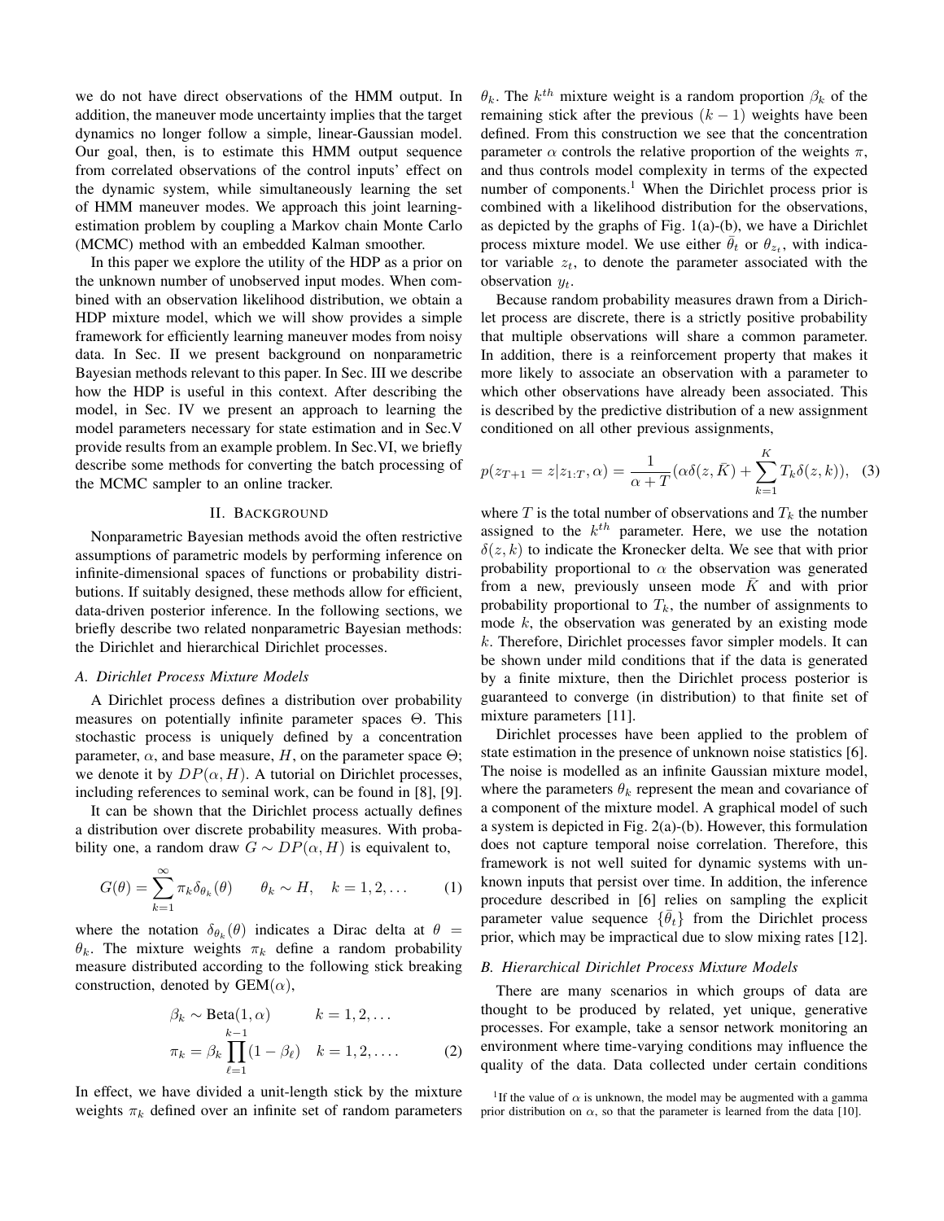we do not have direct observations of the HMM output. In addition, the maneuver mode uncertainty implies that the target dynamics no longer follow a simple, linear-Gaussian model. Our goal, then, is to estimate this HMM output sequence from correlated observations of the control inputs' effect on the dynamic system, while simultaneously learning the set of HMM maneuver modes. We approach this joint learning-estimation problem by coupling a Markov chain Monte Carlo (MCMC) method with an embedded Kalman smoother.

In this paper we explore the utility of the HDP as a prior on the unknown number of unobserved input modes. When combined with an observation likelihood distribution, we obtain a HDP mixture model, which we will show provides a simple framework for efficiently learning maneuver modes from noisy data. In Sec. II we present background on nonparametric Bayesian methods relevant to this paper. In Sec. III we describe how the HDP is useful in this context. After describing the model, in Sec. IV we present an approach to learning the model parameters necessary for state estimation and in Sec.V provide results from an example problem. In Sec.VI, we briefly describe some methods for converting the batch processing of the MCMC sampler to an online tracker.

## II. Background

Nonparametric Bayesian methods avoid the often restrictive assumptions of parametric models by performing inference on infinite-dimensional spaces of functions or probability distributions. If suitably designed, these methods allow for efficient, data-driven posterior inference. In the following sections, we briefly describe two related nonparametric Bayesian methods: the Dirichlet and hierarchical Dirichlet processes.

### A. Dirichlet Process Mixture Models

A Dirichlet process defines a distribution over probability measures on potentially infinite parameter spaces $\Theta$. This stochastic process is uniquely defined by a concentration parameter, $\alpha$, and base measure, $H$, on the parameter space $\Theta$; we denote it by $DP(\alpha, H)$. A tutorial on Dirichlet processes, including references to seminal work, can be found in [8], [9].

It can be shown that the Dirichlet process actually defines a distribution over discrete probability measures. With probability one, a random draw $G \sim DP(\alpha, H)$ is equivalent to,

$$G(\theta) = \sum_{k=1}^{\infty} \pi_k \delta_{\theta_k}(\theta) \qquad \theta_k \sim H, \quad k = 1, 2, \dots \tag{1}$$

where the notation $\delta_{\theta_k}(\theta)$ indicates a Dirac delta at $\theta = \theta_k$. The mixture weights $\pi_k$ define a random probability measure distributed according to the following stick breaking construction, denoted by $\text{GEM}(\alpha)$,

$$\begin{aligned} \beta_k &\sim \text{Beta}(1, \alpha) \qquad k = 1, 2, \dots \\ \pi_k &= \beta_k \prod_{\ell=1}^{k-1} (1 - \beta_\ell) \quad k = 1, 2, \dots. \end{aligned} \tag{2}$$

In effect, we have divided a unit-length stick by the mixture weights $\pi_k$ defined over an infinite set of random parameters $\theta_k$. The $k^{th}$ mixture weight is a random proportion $\beta_k$ of the remaining stick after the previous $(k-1)$ weights have been defined. From this construction we see that the concentration parameter $\alpha$ controls the relative proportion of the weights $\pi$, and thus controls model complexity in terms of the expected number of components.[1] When the Dirichlet process prior is combined with a likelihood distribution for the observations, as depicted by the graphs of Fig. 1(a)-(b), we have a Dirichlet process mixture model. We use either $\bar{\theta}_t$ or $\theta_{z_t}$, with indicator variable $z_t$, to denote the parameter associated with the observation $y_t$.

Because random probability measures drawn from a Dirichlet process are discrete, there is a strictly positive probability that multiple observations will share a common parameter. In addition, there is a reinforcement property that makes it more likely to associate an observation with a parameter to which other observations have already been associated. This is described by the predictive distribution of a new assignment conditioned on all other previous assignments,

$$p(z_{T+1} = z | z_{1:T}, \alpha) = \frac{1}{\alpha + T} (\alpha \delta(z, \bar{K}) + \sum_{k=1}^{K} T_k \delta(z, k)), \tag{3}$$

where $T$ is the total number of observations and $T_k$ the number assigned to the $k^{th}$ parameter. Here, we use the notation $\delta(z, k)$ to indicate the Kronecker delta. We see that with prior probability proportional to $\alpha$ the observation was generated from a new, previously unseen mode $\bar{K}$ and with prior probability proportional to $T_k$, the number of assignments to mode $k$, the observation was generated by an existing mode $k$. Therefore, Dirichlet processes favor simpler models. It can be shown under mild conditions that if the data is generated by a finite mixture, then the Dirichlet process posterior is guaranteed to converge (in distribution) to that finite set of mixture parameters [11].

Dirichlet processes have been applied to the problem of state estimation in the presence of unknown noise statistics [6]. The noise is modelled as an infinite Gaussian mixture model, where the parameters $\theta_k$ represent the mean and covariance of a component of the mixture model. A graphical model of such a system is depicted in Fig. 2(a)-(b). However, this formulation does not capture temporal noise correlation. Therefore, this framework is not well suited for dynamic systems with unknown inputs that persist over time. In addition, the inference procedure described in [6] relies on sampling the explicit parameter value sequence $\{\bar{\theta}_t\}$ from the Dirichlet process prior, which may be impractical due to slow mixing rates [12].

### B. Hierarchical Dirichlet Process Mixture Models

There are many scenarios in which groups of data are thought to be produced by related, yet unique, generative processes. For example, take a sensor network monitoring an environment where time-varying conditions may influence the quality of the data. Data collected under certain conditions

[1] If the value of $\alpha$ is unknown, the model may be augmented with a gamma prior distribution on $\alpha$, so that the parameter is learned from the data [10].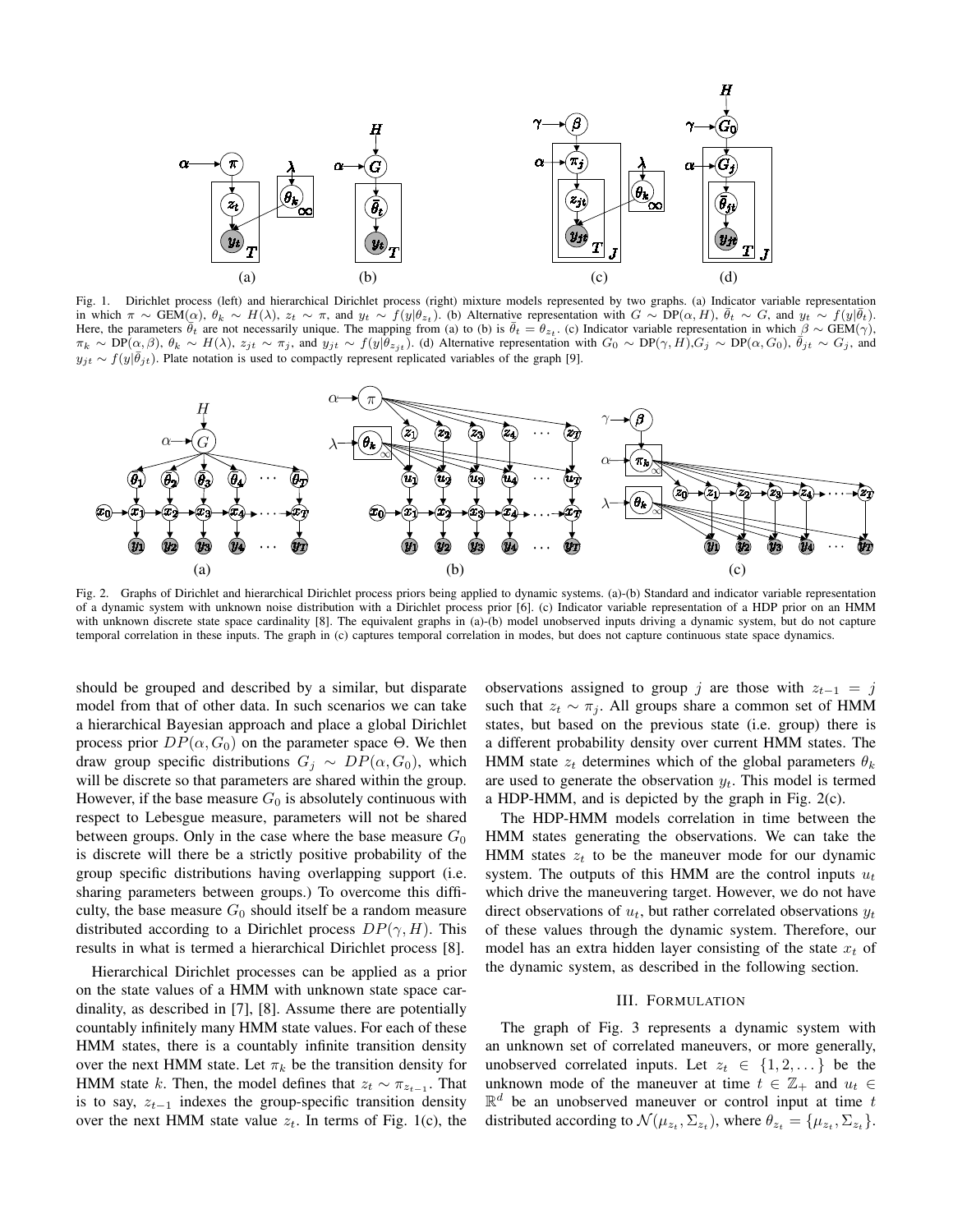Fig. 1. Dirichlet process (left) and hierarchical Dirichlet process (right) mixture models represented by two graphs. (a) Indicator variable representation in which $\pi \sim \text{GEM}(\alpha)$, $\theta_k \sim H(\lambda)$, $z_t \sim \pi$, and $y_t \sim f(y|\theta_{z_t})$. (b) Alternative representation with $G \sim \text{DP}(\alpha, H)$, $\bar{\theta}_t \sim G$, and $y_t \sim f(y|\bar{\theta}_t)$. Here, the parameters $\bar{\theta}_t$ are not necessarily unique. The mapping from (a) to (b) is $\bar{\theta}_t = \theta_{z_t}$. (c) Indicator variable representation in which $\beta \sim \text{GEM}(\gamma)$, $\pi_k \sim \text{DP}(\alpha, \beta)$, $\theta_k \sim H(\lambda)$, $z_{jt} \sim \pi_j$, and $y_{jt} \sim f(y|\theta_{z_{jt}})$. (d) Alternative representation with $G_0 \sim \text{DP}(\gamma, H)$,$G_j \sim \text{DP}(\alpha, G_0)$, $\bar{\theta}_{jt} \sim G_j$, and $y_{jt} \sim f(y|\bar{\theta}_{jt})$. Plate notation is used to compactly represent replicated variables of the graph [9].

Fig. 2. Graphs of Dirichlet and hierarchical Dirichlet process priors being applied to dynamic systems. (a)-(b) Standard and indicator variable representation of a dynamic system with unknown noise distribution with a Dirichlet process prior [6]. (c) Indicator variable representation of a HDP prior on an HMM with unknown discrete state space cardinality [8]. The equivalent graphs in (a)-(b) model unobserved inputs driving a dynamic system, but do not capture temporal correlation in these inputs. The graph in (c) captures temporal correlation in modes, but does not capture continuous state space dynamics.

should be grouped and described by a similar, but disparate model from that of other data. In such scenarios we can take a hierarchical Bayesian approach and place a global Dirichlet process prior $DP(\alpha, G_0)$ on the parameter space $\Theta$. We then draw group specific distributions $G_j \sim DP(\alpha, G_0)$, which will be discrete so that parameters are shared within the group. However, if the base measure $G_0$ is absolutely continuous with respect to Lebesgue measure, parameters will not be shared between groups. Only in the case where the base measure $G_0$ is discrete will there be a strictly positive probability of the group specific distributions having overlapping support (i.e. sharing parameters between groups.) To overcome this difficulty, the base measure $G_0$ should itself be a random measure distributed according to a Dirichlet process $DP(\gamma, H)$. This results in what is termed a hierarchical Dirichlet process [8].

Hierarchical Dirichlet processes can be applied as a prior on the state values of a HMM with unknown state space cardinality, as described in [7], [8]. Assume there are potentially countably infinitely many HMM state values. For each of these HMM states, there is a countably infinite transition density over the next HMM state. Let $\pi_k$ be the transition density for HMM state $k$. Then, the model defines that $z_t \sim \pi_{z_{t-1}}$. That is to say, $z_{t-1}$ indexes the group-specific transition density over the next HMM state value $z_t$. In terms of Fig. 1(c), the observations assigned to group $j$ are those with $z_{t-1} = j$ such that $z_t \sim \pi_j$. All groups share a common set of HMM states, but based on the previous state (i.e. group) there is a different probability density over current HMM states. The HMM state $z_t$ determines which of the global parameters $\theta_k$ are used to generate the observation $y_t$. This model is termed a HDP-HMM, and is depicted by the graph in Fig. 2(c).

The HDP-HMM models correlation in time between the HMM states generating the observations. We can take the HMM states $z_t$ to be the maneuver mode for our dynamic system. The outputs of this HMM are the control inputs $u_t$ which drive the maneuvering target. However, we do not have direct observations of $u_t$, but rather correlated observations $y_t$ of these values through the dynamic system. Therefore, our model has an extra hidden layer consisting of the state $x_t$ of the dynamic system, as described in the following section.

## III. FORMULATION

The graph of Fig. 3 represents a dynamic system with an unknown set of correlated maneuvers, or more generally, unobserved correlated inputs. Let $z_t \in \{1, 2, \dots\}$ be the unknown mode of the maneuver at time $t \in \mathbb{Z}_+$ and $u_t \in \mathbb{R}^d$ be an unobserved maneuver or control input at time $t$ distributed according to $\mathcal{N}(\mu_{z_t}, \Sigma_{z_t})$, where $\theta_{z_t} = \{\mu_{z_t}, \Sigma_{z_t}\}$.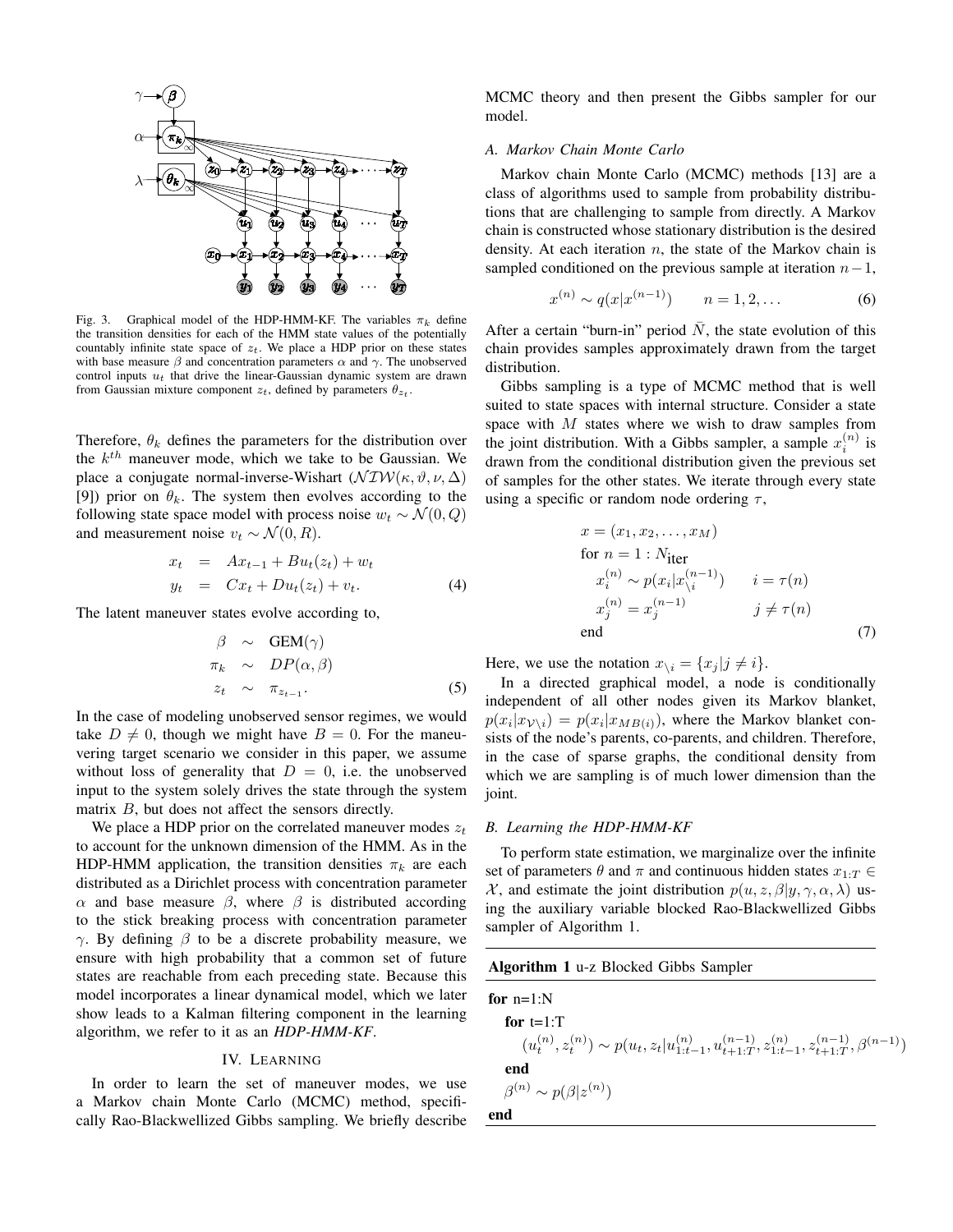Fig. 3. Graphical model of the HDP-HMM-KF. The variables $\pi_k$ define the transition densities for each of the HMM state values of the potentially countably infinite state space of $z_t$. We place a HDP prior on these states with base measure $\beta$ and concentration parameters $\alpha$ and $\gamma$. The unobserved control inputs $u_t$ that drive the linear-Gaussian dynamic system are drawn from Gaussian mixture component $z_t$, defined by parameters $\theta_{z_t}$.

Therefore, $\theta_k$ defines the parameters for the distribution over the $k^{th}$ maneuver mode, which we take to be Gaussian. We place a conjugate normal-inverse-Wishart ($\mathcal{NIW}(\kappa, \vartheta, \nu, \Delta)$ [9]) prior on $\theta_k$. The system then evolves according to the following state space model with process noise $w_t \sim \mathcal{N}(0, Q)$ and measurement noise $v_t \sim \mathcal{N}(0, R)$.

$$
\begin{aligned}
x_t &= Ax_{t-1} + Bu_t(z_t) + w_t \\
y_t &= Cx_t + Du_t(z_t) + v_t.
\end{aligned} \tag{4}
$$

The latent maneuver states evolve according to,

$$
\begin{aligned}
\beta &\sim \text{GEM}(\gamma) \\
\pi_k &\sim DP(\alpha, \beta) \\
z_t &\sim \pi_{z_{t-1}}.
\end{aligned} \tag{5}
$$

In the case of modeling unobserved sensor regimes, we would take $D \neq 0$, though we might have $B = 0$. For the maneuvering target scenario we consider in this paper, we assume without loss of generality that $D = 0$, i.e. the unobserved input to the system solely drives the state through the system matrix $B$, but does not affect the sensors directly.

We place a HDP prior on the correlated maneuver modes $z_t$ to account for the unknown dimension of the HMM. As in the HDP-HMM application, the transition densities $\pi_k$ are each distributed as a Dirichlet process with concentration parameter $\alpha$ and base measure $\beta$, where $\beta$ is distributed according to the stick breaking process with concentration parameter $\gamma$. By defining $\beta$ to be a discrete probability measure, we ensure with high probability that a common set of future states are reachable from each preceding state. Because this model incorporates a linear dynamical model, which we later show leads to a Kalman filtering component in the learning algorithm, we refer to it as an ***HDP-HMM-KF***.

## IV. Learning

In order to learn the set of maneuver modes, we use a Markov chain Monte Carlo (MCMC) method, specifically Rao-Blackwellized Gibbs sampling. We briefly describe MCMC theory and then present the Gibbs sampler for our model.

### A. Markov Chain Monte Carlo

Markov chain Monte Carlo (MCMC) methods [13] are a class of algorithms used to sample from probability distributions that are challenging to sample from directly. A Markov chain is constructed whose stationary distribution is the desired density. At each iteration $n$, the state of the Markov chain is sampled conditioned on the previous sample at iteration $n-1$,

$$
x^{(n)} \sim q(x|x^{(n-1)}) \qquad n = 1, 2, \ldots \tag{6}
$$

After a certain "burn-in" period $\bar{N}$, the state evolution of this chain provides samples approximately drawn from the target distribution.

Gibbs sampling is a type of MCMC method that is well suited to state spaces with internal structure. Consider a state space with $M$ states where we wish to draw samples from the joint distribution. With a Gibbs sampler, a sample $x_i^{(n)}$ is drawn from the conditional distribution given the previous set of samples for the other states. We iterate through every state using a specific or random node ordering $\tau$,

$$
\begin{aligned}
& x = (x_1, x_2, \ldots, x_M) \\
& \text{for } n = 1 : N_{\text{iter}} \\
& \quad x_i^{(n)} \sim p(x_i | x_{\setminus i}^{(n-1)}) \qquad i = \tau(n) \\
& \quad x_j^{(n)} = x_j^{(n-1)} \qquad\qquad j \neq \tau(n) \\
& \text{end}
\end{aligned} \tag{7}
$$

Here, we use the notation $x_{\setminus i} = \{x_j | j \neq i\}$.

In a directed graphical model, a node is conditionally independent of all other nodes given its Markov blanket, $p(x_i|x_{\mathcal{V}\setminus i}) = p(x_i|x_{MB(i)})$, where the Markov blanket consists of the node's parents, co-parents, and children. Therefore, in the case of sparse graphs, the conditional density from which we are sampling is of much lower dimension than the joint.

### B. Learning the HDP-HMM-KF

To perform state estimation, we marginalize over the infinite set of parameters $\theta$ and $\pi$ and continuous hidden states $x_{1:T} \in \mathcal{X}$, and estimate the joint distribution $p(u, z, \beta | y, \gamma, \alpha, \lambda)$ using the auxiliary variable blocked Rao-Blackwellized Gibbs sampler of Algorithm 1.

**Algorithm 1** u-z Blocked Gibbs Sampler

**for** n=1:N
  **for** t=1:T
    $(u_t^{(n)}, z_t^{(n)}) \sim p(u_t, z_t | u_{1:t-1}^{(n)}, u_{t+1:T}^{(n-1)}, z_{1:t-1}^{(n)}, z_{t+1:T}^{(n-1)}, \beta^{(n-1)})$
  **end**
  $\beta^{(n)} \sim p(\beta | z^{(n)})$
**end**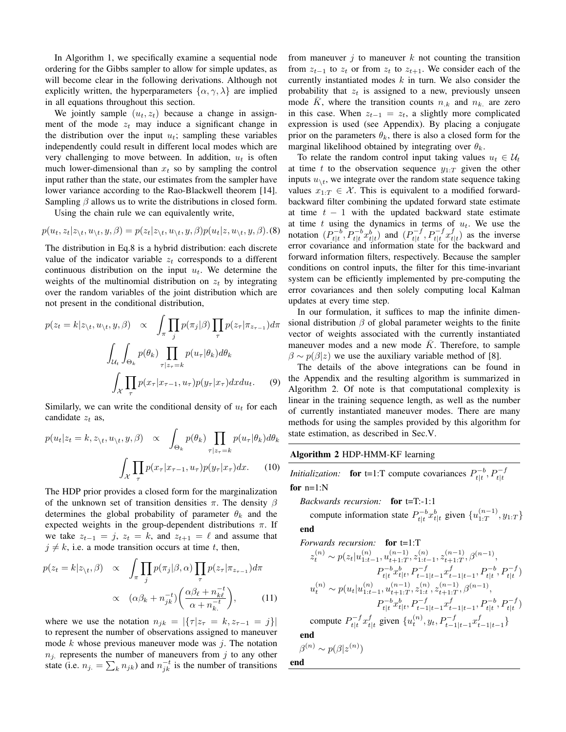In Algorithm 1, we specifically examine a sequential node ordering for the Gibbs sampler to allow for simple updates, as will become clear in the following derivations. Although not explicitly written, the hyperparameters $\{\alpha, \gamma, \lambda\}$ are implied in all equations throughout this section.

We jointly sample $(u_t, z_t)$ because a change in assignment of the mode $z_t$ may induce a significant change in the distribution over the input $u_t$; sampling these variables independently could result in different local modes which are very challenging to move between. In addition, $u_t$ is often much lower-dimensional than $x_t$ so by sampling the control input rather than the state, our estimates from the sampler have lower variance according to the Rao-Blackwell theorem [14]. Sampling $\beta$ allows us to write the distributions in closed form.

Using the chain rule we can equivalently write,

$$p(u_t, z_t | z_{\setminus t}, u_{\setminus t}, y, \beta) = p(z_t | z_{\setminus t}, u_{\setminus t}, y, \beta) p(u_t | z, u_{\setminus t}, y, \beta). \quad (8)$$

The distribution in Eq.8 is a hybrid distribution: each discrete value of the indicator variable $z_t$ corresponds to a different continuous distribution on the input $u_t$. We determine the weights of the multinomial distribution on $z_t$ by integrating over the random variables of the joint distribution which are not present in the conditional distribution,

$$\begin{aligned} p(z_t = k | z_{\setminus t}, u_{\setminus t}, y, \beta) \quad \propto \quad & \int_\pi \prod_j p(\pi_j | \beta) \prod_\tau p(z_\tau | \pi_{z_{\tau-1}}) d\pi \\ & \int_{\mathcal{U}_t} \int_{\Theta_k} p(\theta_k) \prod_{\tau | z_\tau = k} p(u_\tau | \theta_k) d\theta_k \\ & \int_{\mathcal{X}} \prod_\tau p(x_\tau | x_{\tau-1}, u_\tau) p(y_\tau | x_\tau) dx du_t. \end{aligned} \quad (9)$$

Similarly, we can write the conditional density of $u_t$ for each candidate $z_t$ as,

$$\begin{aligned} p(u_t | z_t = k, z_{\setminus t}, u_{\setminus t}, y, \beta) \quad \propto \quad & \int_{\Theta_k} p(\theta_k) \prod_{\tau | z_\tau = k} p(u_\tau | \theta_k) d\theta_k \\ & \int_{\mathcal{X}} \prod_\tau p(x_\tau | x_{\tau-1}, u_\tau) p(y_\tau | x_\tau) dx. \end{aligned} \quad (10)$$

The HDP prior provides a closed form for the marginalization of the unknown set of transition densities $\pi$. The density $\beta$ determines the global probability of parameter $\theta_k$ and the expected weights in the group-dependent distributions $\pi$. If we take $z_{t-1} = j$, $z_t = k$, and $z_{t+1} = \ell$ and assume that $j \neq k$, i.e. a mode transition occurs at time $t$, then,

$$\begin{aligned} p(z_t = k | z_{\setminus t}, \beta) \quad \propto \quad & \int_\pi \prod_j p(\pi_j | \beta, \alpha) \prod_\tau p(z_\tau | \pi_{z_{\tau-1}}) d\pi \\ \propto \quad & (\alpha \beta_k + n_{jk}^{-t}) \left( \frac{\alpha \beta_\ell + n_{k\ell}^{-t}}{\alpha + n_{k.}^{-t}} \right), \end{aligned} \quad (11)$$

where we use the notation $n_{jk} = |\{\tau | z_\tau = k, z_{\tau-1} = j\}|$ to represent the number of observations assigned to maneuver mode $k$ whose previous maneuver mode was $j$. The notation $n_{j.}$ represents the number of maneuvers from $j$ to any other state (i.e. $n_{j.} = \sum_k n_{jk}$) and $n_{jk}^{-t}$ is the number of transitions from maneuver $j$ to maneuver $k$ not counting the transition from $z_{t-1}$ to $z_t$ or from $z_t$ to $z_{t+1}$. We consider each of the currently instantiated modes $k$ in turn. We also consider the probability that $z_t$ is assigned to a new, previously unseen mode $\bar{K}$, where the transition counts $n_{.k}$ and $n_{k.}$ are zero in this case. When $z_{t-1} = z_t$, a slightly more complicated expression is used (see Appendix). By placing a conjugate prior on the parameters $\theta_k$, there is also a closed form for the marginal likelihood obtained by integrating over $\theta_k$.

To relate the random control input taking values $u_t \in \mathcal{U}_t$ at time $t$ to the observation sequence $y_{1:T}$ given the other inputs $u_{\setminus t}$, we integrate over the random state sequence taking values $x_{1:T} \in \mathcal{X}$. This is equivalent to a modified forward-backward filter combining the updated forward state estimate at time $t-1$ with the updated backward state estimate at time $t$ using the dynamics in terms of $u_t$. We use the notation $(P_{t|t}^{-b}, P_{t|t}^{-b} x_{t|t}^b)$ and $(P_{t|t}^{-f}, P_{t|t}^{-f} x_{t|t}^f)$ as the inverse error covariance and information state for the backward and forward information filters, respectively. Because the sampler conditions on control inputs, the filter for this time-invariant system can be efficiently implemented by pre-computing the error covariances and then solely computing local Kalman updates at every time step.

In our formulation, it suffices to map the infinite dimensional distribution $\beta$ of global parameter weights to the finite vector of weights associated with the currently instantiated maneuver modes and a new mode $\bar{K}$. Therefore, to sample $\beta \sim p(\beta | z)$ we use the auxiliary variable method of [8].

The details of the above integrations can be found in the Appendix and the resulting algorithm is summarized in Algorithm 2. Of note is that computational complexity is linear in the training sequence length, as well as the number of currently instantiated maneuver modes. There are many methods for using the samples provided by this algorithm for state estimation, as described in Sec.V.

**Algorithm 2** HDP-HMM-KF learning

*Initialization:* **for** t=1:T compute covariances $P_{t|t}^{-b}, P_{t|t}^{-f}$

**for** n=1:N

&nbsp;&nbsp;*Backwards recursion:* **for** t=T:-1:1

&nbsp;&nbsp;&nbsp;&nbsp;compute information state $P_{t|t}^{-b} x_{t|t}^b$ given $\{u_{1:T}^{(n-1)}, y_{1:T}\}$

&nbsp;&nbsp;**end**

&nbsp;&nbsp;*Forwards recursion:* **for** t=1:T

$$z_t^{(n)} \sim p(z_t | u_{1:t-1}^{(n)}, u_{t+1:T}^{(n-1)}, z_{1:t-1}^{(n)}, z_{t+1:T}^{(n-1)}, \beta^{(n-1)}, P_{t|t}^{-b} x_{t|t}^b, P_{t-1|t-1}^{-f} x_{t-1|t-1}^f, P_{t|t}^{-b}, P_{t|t}^{-f})$$

$$u_t^{(n)} \sim p(u_t | u_{1:t-1}^{(n)}, u_{t+1:T}^{(n-1)}, z_{1:t}^{(n)}, z_{t+1:T}^{(n-1)}, \beta^{(n-1)}, P_{t|t}^{-b} x_{t|t}^b, P_{t-1|t-1}^{-f} x_{t-1|t-1}^f, P_{t|t}^{-b}, P_{t|t}^{-f})$$

&nbsp;&nbsp;&nbsp;&nbsp;compute $P_{t|t}^{-f} x_{t|t}^f$ given $\{u_t^{(n)}, y_t, P_{t-1|t-1}^{-f} x_{t-1|t-1}^f\}$

&nbsp;&nbsp;**end**

&nbsp;&nbsp;$\beta^{(n)} \sim p(\beta | z^{(n)})$

**end**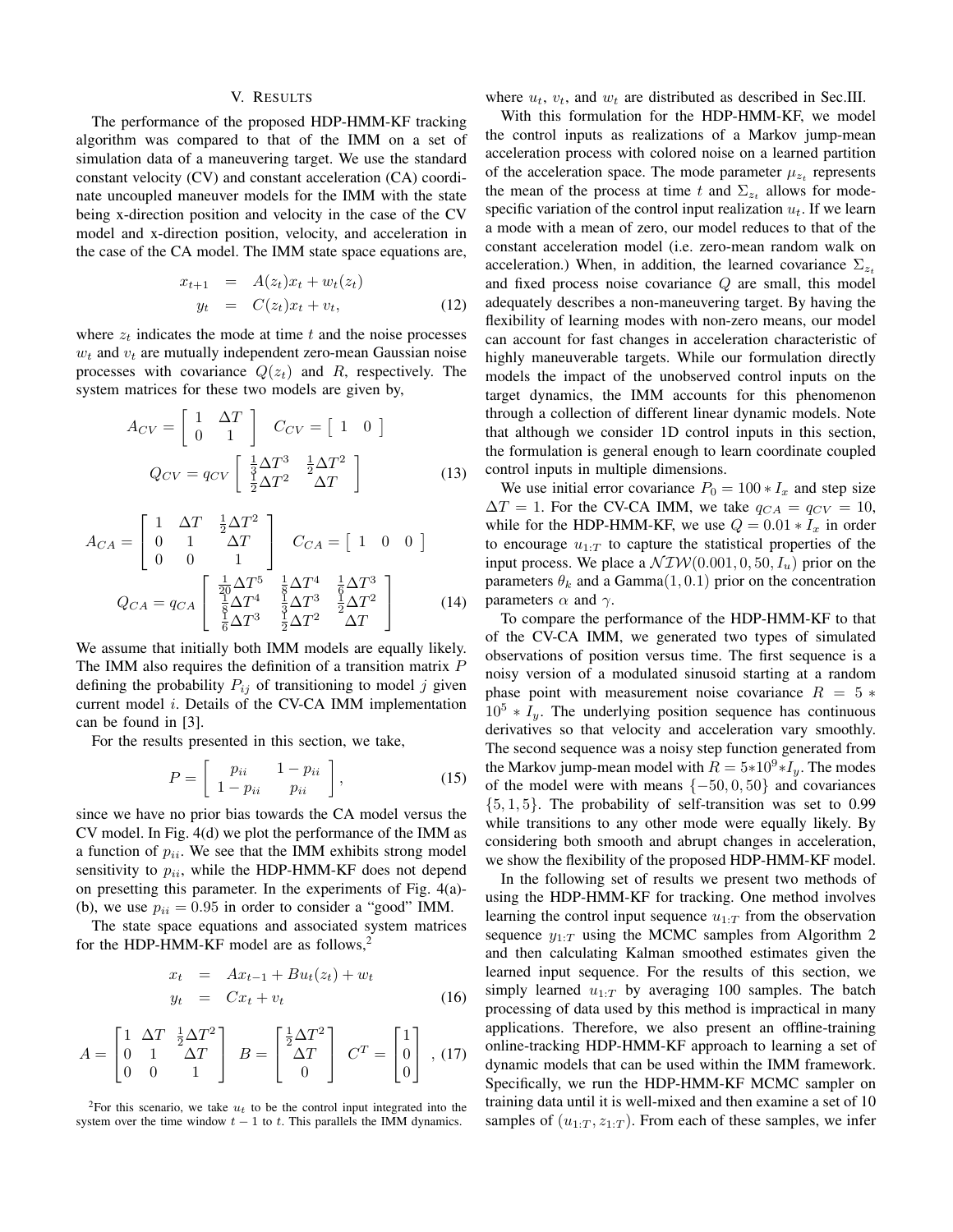## V. RESULTS

The performance of the proposed HDP-HMM-KF tracking algorithm was compared to that of the IMM on a set of simulation data of a maneuvering target. We use the standard constant velocity (CV) and constant acceleration (CA) coordinate uncoupled maneuver models for the IMM with the state being x-direction position and velocity in the case of the CV model and x-direction position, velocity, and acceleration in the case of the CA model. The IMM state space equations are,

$$
\begin{aligned}
x_{t+1} &= A(z_t)x_t + w_t(z_t) \\
y_t &= C(z_t)x_t + v_t,
\end{aligned} \tag{12}
$$

where $z_t$ indicates the mode at time $t$ and the noise processes $w_t$ and $v_t$ are mutually independent zero-mean Gaussian noise processes with covariance $Q(z_t)$ and $R$, respectively. The system matrices for these two models are given by,

$$
A_{CV} = \begin{bmatrix} 1 & \Delta T \\ 0 & 1 \end{bmatrix} \quad C_{CV} = \begin{bmatrix} 1 & 0 \end{bmatrix}
$$

$$
Q_{CV} = q_{CV} \begin{bmatrix} \frac{1}{3}\Delta T^3 & \frac{1}{2}\Delta T^2 \\ \frac{1}{2}\Delta T^2 & \Delta T \end{bmatrix} \tag{13}
$$

$$
A_{CA} = \begin{bmatrix} 1 & \Delta T & \frac{1}{2}\Delta T^2 \\ 0 & 1 & \Delta T \\ 0 & 0 & 1 \end{bmatrix} \quad C_{CA} = \begin{bmatrix} 1 & 0 & 0 \end{bmatrix}
$$

$$
Q_{CA} = q_{CA} \begin{bmatrix} \frac{1}{20}\Delta T^5 & \frac{1}{8}\Delta T^4 & \frac{1}{6}\Delta T^3 \\ \frac{1}{8}\Delta T^4 & \frac{1}{3}\Delta T^3 & \frac{1}{2}\Delta T^2 \\ \frac{1}{6}\Delta T^3 & \frac{1}{2}\Delta T^2 & \Delta T \end{bmatrix} \tag{14}
$$

We assume that initially both IMM models are equally likely. The IMM also requires the definition of a transition matrix $P$ defining the probability $P_{ij}$ of transitioning to model $j$ given current model $i$. Details of the CV-CA IMM implementation can be found in [3].

For the results presented in this section, we take,

$$
P = \begin{bmatrix} p_{ii} & 1 - p_{ii} \\ 1 - p_{ii} & p_{ii} \end{bmatrix}, \tag{15}
$$

since we have no prior bias towards the CA model versus the CV model. In Fig. 4(d) we plot the performance of the IMM as a function of $p_{ii}$. We see that the IMM exhibits strong model sensitivity to $p_{ii}$, while the HDP-HMM-KF does not depend on presetting this parameter. In the experiments of Fig. 4(a)-(b), we use $p_{ii} = 0.95$ in order to consider a "good" IMM.

The state space equations and associated system matrices for the HDP-HMM-KF model are as follows,[2]

$$
\begin{aligned}
x_t &= Ax_{t-1} + Bu_t(z_t) + w_t \\
y_t &= Cx_t + v_t
\end{aligned} \tag{16}
$$

$$
A = \begin{bmatrix} 1 & \Delta T & \frac{1}{2}\Delta T^2 \\ 0 & 1 & \Delta T \\ 0 & 0 & 1 \end{bmatrix} \quad B = \begin{bmatrix} \frac{1}{2}\Delta T^2 \\ \Delta T \\ 0 \end{bmatrix} \quad C^T = \begin{bmatrix} 1 \\ 0 \\ 0 \end{bmatrix}, \tag{17}
$$

[2] For this scenario, we take $u_t$ to be the control input integrated into the system over the time window $t-1$ to $t$. This parallels the IMM dynamics.

where $u_t$, $v_t$, and $w_t$ are distributed as described in Sec.III.

With this formulation for the HDP-HMM-KF, we model the control inputs as realizations of a Markov jump-mean acceleration process with colored noise on a learned partition of the acceleration space. The mode parameter $\mu_{z_t}$ represents the mean of the process at time $t$ and $\Sigma_{z_t}$ allows for mode-specific variation of the control input realization $u_t$. If we learn a mode with a mean of zero, our model reduces to that of the constant acceleration model (i.e. zero-mean random walk on acceleration.) When, in addition, the learned covariance $\Sigma_{z_t}$ and fixed process noise covariance $Q$ are small, this model adequately describes a non-maneuvering target. By having the flexibility of learning modes with non-zero means, our model can account for fast changes in acceleration characteristic of highly maneuverable targets. While our formulation directly models the impact of the unobserved control inputs on the target dynamics, the IMM accounts for this phenomenon through a collection of different linear dynamic models. Note that although we consider 1D control inputs in this section, the formulation is general enough to learn coordinate coupled control inputs in multiple dimensions.

We use initial error covariance $P_0 = 100 * I_x$ and step size $\Delta T = 1$. For the CV-CA IMM, we take $q_{CA} = q_{CV} = 10$, while for the HDP-HMM-KF, we use $Q = 0.01 * I_x$ in order to encourage $u_{1:T}$ to capture the statistical properties of the input process. We place a $\mathcal{NIW}(0.001, 0, 50, I_u)$ prior on the parameters $\theta_k$ and a Gamma$(1, 0.1)$ prior on the concentration parameters $\alpha$ and $\gamma$.

To compare the performance of the HDP-HMM-KF to that of the CV-CA IMM, we generated two types of simulated observations of position versus time. The first sequence is a noisy version of a modulated sinusoid starting at a random phase point with measurement noise covariance $R = 5 * 10^5 * I_y$. The underlying position sequence has continuous derivatives so that velocity and acceleration vary smoothly. The second sequence was a noisy step function generated from the Markov jump-mean model with $R = 5 * 10^9 * I_y$. The modes of the model were with means $\{-50, 0, 50\}$ and covariances $\{5, 1, 5\}$. The probability of self-transition was set to 0.99 while transitions to any other mode were equally likely. By considering both smooth and abrupt changes in acceleration, we show the flexibility of the proposed HDP-HMM-KF model.

In the following set of results we present two methods of using the HDP-HMM-KF for tracking. One method involves learning the control input sequence $u_{1:T}$ from the observation sequence $y_{1:T}$ using the MCMC samples from Algorithm 2 and then calculating Kalman smoothed estimates given the learned input sequence. For the results of this section, we simply learned $u_{1:T}$ by averaging 100 samples. The batch processing of data used by this method is impractical in many applications. Therefore, we also present an offline-training online-tracking HDP-HMM-KF approach to learning a set of dynamic models that can be used within the IMM framework. Specifically, we run the HDP-HMM-KF MCMC sampler on training data until it is well-mixed and then examine a set of 10 samples of $(u_{1:T}, z_{1:T})$. From each of these samples, we infer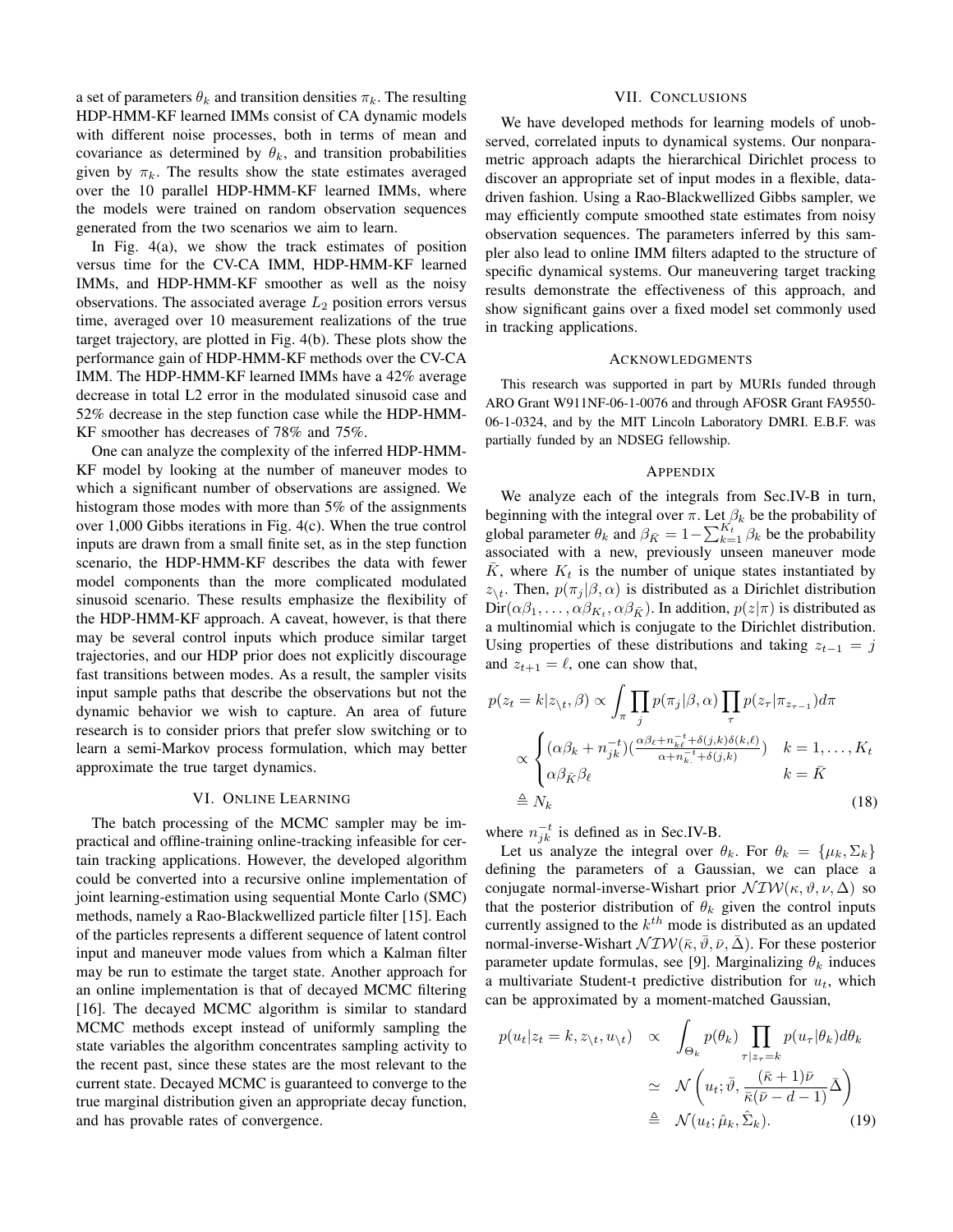a set of parameters $\theta_k$ and transition densities $\pi_k$. The resulting HDP-HMM-KF learned IMMs consist of CA dynamic models with different noise processes, both in terms of mean and covariance as determined by $\theta_k$, and transition probabilities given by $\pi_k$. The results show the state estimates averaged over the 10 parallel HDP-HMM-KF learned IMMs, where the models were trained on random observation sequences generated from the two scenarios we aim to learn.

In Fig. 4(a), we show the track estimates of position versus time for the CV-CA IMM, HDP-HMM-KF learned IMMs, and HDP-HMM-KF smoother as well as the noisy observations. The associated average $L_2$ position errors versus time, averaged over 10 measurement realizations of the true target trajectory, are plotted in Fig. 4(b). These plots show the performance gain of HDP-HMM-KF methods over the CV-CA IMM. The HDP-HMM-KF learned IMMs have a 42% average decrease in total L2 error in the modulated sinusoid case and 52% decrease in the step function case while the HDP-HMM-KF smoother has decreases of 78% and 75%.

One can analyze the complexity of the inferred HDP-HMM-KF model by looking at the number of maneuver modes to which a significant number of observations are assigned. We histogram those modes with more than 5% of the assignments over 1,000 Gibbs iterations in Fig. 4(c). When the true control inputs are drawn from a small finite set, as in the step function scenario, the HDP-HMM-KF describes the data with fewer model components than the more complicated modulated sinusoid scenario. These results emphasize the flexibility of the HDP-HMM-KF approach. A caveat, however, is that there may be several control inputs which produce similar target trajectories, and our HDP prior does not explicitly discourage fast transitions between modes. As a result, the sampler visits input sample paths that describe the observations but not the dynamic behavior we wish to capture. An area of future research is to consider priors that prefer slow switching or to learn a semi-Markov process formulation, which may better approximate the true target dynamics.

## VI. Online Learning

The batch processing of the MCMC sampler may be impractical and offline-training online-tracking infeasible for certain tracking applications. However, the developed algorithm could be converted into a recursive online implementation of joint learning-estimation using sequential Monte Carlo (SMC) methods, namely a Rao-Blackwellized particle filter [15]. Each of the particles represents a different sequence of latent control input and maneuver mode values from which a Kalman filter may be run to estimate the target state. Another approach for an online implementation is that of decayed MCMC filtering [16]. The decayed MCMC algorithm is similar to standard MCMC methods except instead of uniformly sampling the state variables the algorithm concentrates sampling activity to the recent past, since these states are the most relevant to the current state. Decayed MCMC is guaranteed to converge to the true marginal distribution given an appropriate decay function, and has provable rates of convergence.

## VII. Conclusions

We have developed methods for learning models of unobserved, correlated inputs to dynamical systems. Our nonparametric approach adapts the hierarchical Dirichlet process to discover an appropriate set of input modes in a flexible, data-driven fashion. Using a Rao-Blackwellized Gibbs sampler, we may efficiently compute smoothed state estimates from noisy observation sequences. The parameters inferred by this sampler also lead to online IMM filters adapted to the structure of specific dynamical systems. Our maneuvering target tracking results demonstrate the effectiveness of this approach, and show significant gains over a fixed model set commonly used in tracking applications.

## Acknowledgments

This research was supported in part by MURIs funded through ARO Grant W911NF-06-1-0076 and through AFOSR Grant FA9550-06-1-0324, and by the MIT Lincoln Laboratory DMRI. E.B.F. was partially funded by an NDSEG fellowship.

## Appendix

We analyze each of the integrals from Sec.IV-B in turn, beginning with the integral over $\pi$. Let $\beta_k$ be the probability of global parameter $\theta_k$ and $\beta_{\bar{K}} = 1 - \sum_{k=1}^{K_t} \beta_k$ be the probability associated with a new, previously unseen maneuver mode $\bar{K}$, where $K_t$ is the number of unique states instantiated by $z_{\backslash t}$. Then, $p(\pi_j|\beta,\alpha)$ is distributed as a Dirichlet distribution $\text{Dir}(\alpha\beta_1, \ldots, \alpha\beta_{K_t}, \alpha\beta_{\bar{K}})$. In addition, $p(z|\pi)$ is distributed as a multinomial which is conjugate to the Dirichlet distribution. Using properties of these distributions and taking $z_{t-1} = j$ and $z_{t+1} = \ell$, one can show that,

$$
\begin{aligned}
p(z_t = k | z_{\backslash t}, \beta) &\propto \int_{\pi} \prod_j p(\pi_j|\beta,\alpha) \prod_\tau p(z_\tau|\pi_{z_{\tau-1}}) d\pi \\
&\propto \begin{cases} (\alpha\beta_k + n_{jk}^{-t})\left(\frac{\alpha\beta_\ell + n_{k\ell}^{-t} + \delta(j,k)\delta(k,\ell)}{\alpha + n_{k\cdot}^{-t} + \delta(j,k)}\right) & k = 1,\ldots,K_t \\ \alpha\beta_{\bar{K}}\beta_\ell & k = \bar{K} \end{cases} \\
&\triangleq N_k
\end{aligned}
\tag{18}
$$

where $n_{jk}^{-t}$ is defined as in Sec.IV-B.

Let us analyze the integral over $\theta_k$. For $\theta_k = \{\mu_k, \Sigma_k\}$ defining the parameters of a Gaussian, we can place a conjugate normal-inverse-Wishart prior $\mathcal{NIW}(\kappa, \vartheta, \nu, \Delta)$ so that the posterior distribution of $\theta_k$ given the control inputs currently assigned to the $k^{th}$ mode is distributed as an updated normal-inverse-Wishart $\mathcal{NIW}(\bar{\kappa}, \bar{\vartheta}, \bar{\nu}, \bar{\Delta})$. For these posterior parameter update formulas, see [9]. Marginalizing $\theta_k$ induces a multivariate Student-t predictive distribution for $u_t$, which can be approximated by a moment-matched Gaussian,

$$
\begin{aligned}
p(u_t | z_t = k, z_{\backslash t}, u_{\backslash t}) &\propto \int_{\Theta_k} p(\theta_k) \prod_{\tau | z_\tau = k} p(u_\tau|\theta_k) d\theta_k \\
&\simeq \mathcal{N}\left(u_t; \bar{\vartheta}, \frac{(\bar{\kappa}+1)\bar{\nu}}{\bar{\kappa}(\bar{\nu}-d-1)}\bar{\Delta}\right) \\
&\triangleq \mathcal{N}(u_t; \hat{\mu}_k, \hat{\Sigma}_k).
\end{aligned}
\tag{19}
$$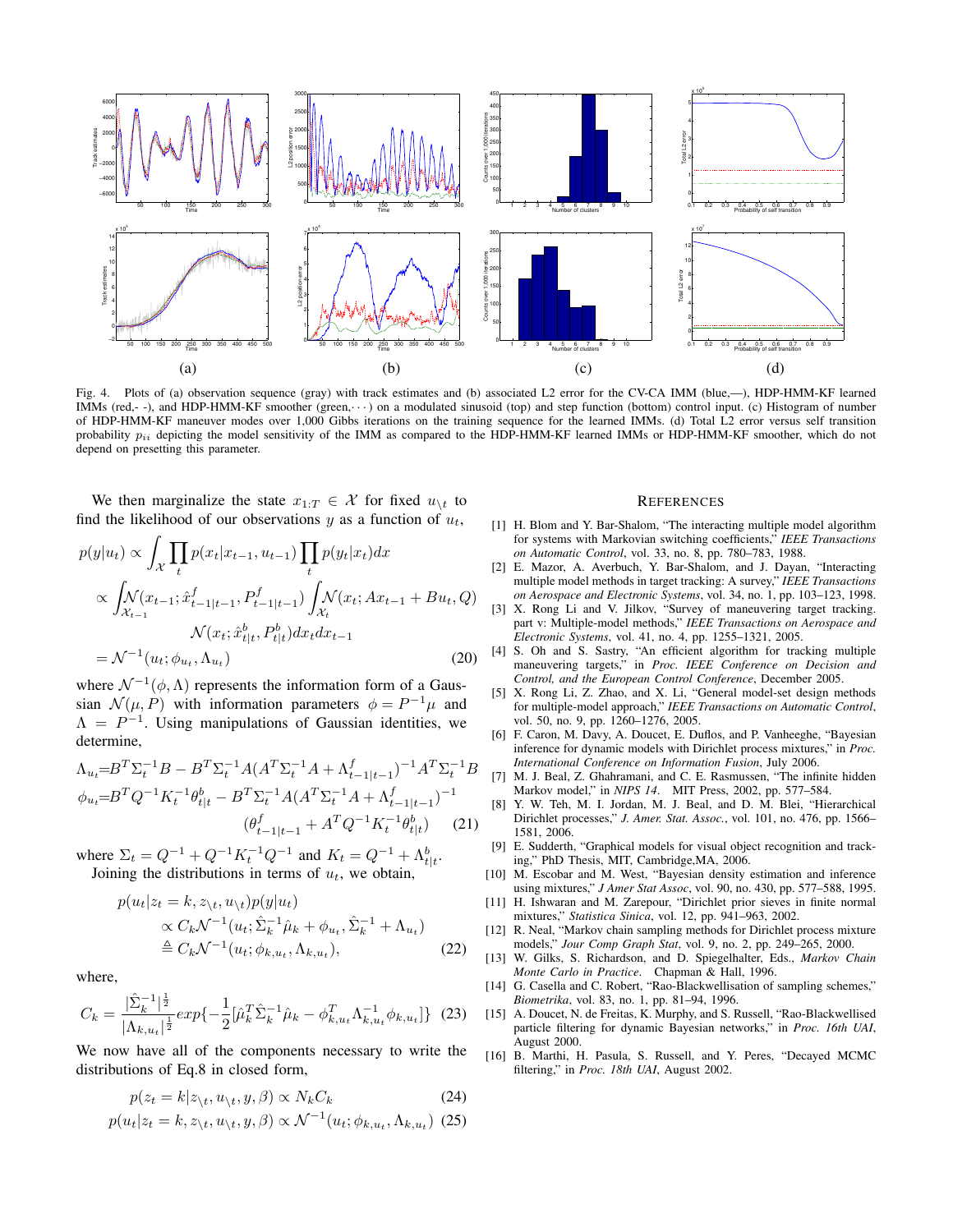Fig. 4. Plots of (a) observation sequence (gray) with track estimates and (b) associated L2 error for the CV-CA IMM (blue,—), HDP-HMM-KF learned IMMs (red,- -), and HDP-HMM-KF smoother (green,$\cdots$) on a modulated sinusoid (top) and step function (bottom) control input. (c) Histogram of number of HDP-HMM-KF maneuver modes over 1,000 Gibbs iterations on the training sequence for the learned IMMs. (d) Total L2 error versus self transition probability $p_{ii}$ depicting the model sensitivity of the IMM as compared to the HDP-HMM-KF learned IMMs or HDP-HMM-KF smoother, which do not depend on presetting this parameter.

We then marginalize the state $x_{1:T} \in \mathcal{X}$ for fixed $u_{\setminus t}$ to find the likelihood of our observations $y$ as a function of $u_t$,

$$
\begin{aligned}
p(y|u_t) &\propto \int_{\mathcal{X}} \prod_t p(x_t|x_{t-1}, u_{t-1}) \prod_t p(y_t|x_t) dx \\
&\propto \int_{\mathcal{X}_{t-1}} \mathcal{N}(x_{t-1}; \hat{x}^f_{t-1|t-1}, P^f_{t-1|t-1}) \int_{\mathcal{X}_t} \mathcal{N}(x_t; Ax_{t-1} + Bu_t, Q) \\
&\qquad \mathcal{N}(x_t; \hat{x}^b_{t|t}, P^b_{t|t}) dx_t dx_{t-1} \\
&= \mathcal{N}^{-1}(u_t; \phi_{u_t}, \Lambda_{u_t})
\end{aligned} \tag{20}
$$

where $\mathcal{N}^{-1}(\phi, \Lambda)$ represents the information form of a Gaussian $\mathcal{N}(\mu, P)$ with information parameters $\phi = P^{-1}\mu$ and $\Lambda = P^{-1}$. Using manipulations of Gaussian identities, we determine,

$$
\begin{aligned}
\Lambda_{u_t} &= B^T \Sigma_t^{-1} B - B^T \Sigma_t^{-1} A (A^T \Sigma_t^{-1} A + \Lambda^f_{t-1|t-1})^{-1} A^T \Sigma_t^{-1} B \\
\phi_{u_t} &= B^T Q^{-1} K_t^{-1} \theta^b_{t|t} - B^T \Sigma_t^{-1} A (A^T \Sigma_t^{-1} A + \Lambda^f_{t-1|t-1})^{-1} \\
&\qquad (\theta^f_{t-1|t-1} + A^T Q^{-1} K_t^{-1} \theta^b_{t|t})
\end{aligned} \tag{21}
$$

where $\Sigma_t = Q^{-1} + Q^{-1} K_t^{-1} Q^{-1}$ and $K_t = Q^{-1} + \Lambda^b_{t|t}$.

Joining the distributions in terms of $u_t$, we obtain,

$$
\begin{aligned}
p(u_t|z_t = k, z_{\setminus t}, u_{\setminus t}) p(y|u_t) &\propto C_k \mathcal{N}^{-1}(u_t; \hat{\Sigma}_k^{-1}\hat{\mu}_k + \phi_{u_t}, \hat{\Sigma}_k^{-1} + \Lambda_{u_t}) \\
&\triangleq C_k \mathcal{N}^{-1}(u_t; \phi_{k,u_t}, \Lambda_{k,u_t}),
\end{aligned} \tag{22}
$$

where,

$$
C_k = \frac{|\hat{\Sigma}_k^{-1}|^{\frac{1}{2}}}{|\Lambda_{k,u_t}|^{\frac{1}{2}}} exp\{-\frac{1}{2}[\hat{\mu}_k^T \hat{\Sigma}_k^{-1} \hat{\mu}_k - \phi^T_{k,u_t} \Lambda^{-1}_{k,u_t} \phi_{k,u_t}]\} \tag{23}
$$

We now have all of the components necessary to write the distributions of Eq.8 in closed form,

$$
p(z_t = k | z_{\setminus t}, u_{\setminus t}, y, \beta) \propto N_k C_k \tag{24}
$$

$$
p(u_t | z_t = k, z_{\setminus t}, u_{\setminus t}, y, \beta) \propto \mathcal{N}^{-1}(u_t; \phi_{k,u_t}, \Lambda_{k,u_t}) \tag{25}
$$

## References

[1] H. Blom and Y. Bar-Shalom, "The interacting multiple model algorithm for systems with Markovian switching coefficients," *IEEE Transactions on Automatic Control*, vol. 33, no. 8, pp. 780–783, 1988.

[2] E. Mazor, A. Averbuch, Y. Bar-Shalom, and J. Dayan, "Interacting multiple model methods in target tracking: A survey," *IEEE Transactions on Aerospace and Electronic Systems*, vol. 34, no. 1, pp. 103–123, 1998.

[3] X. Rong Li and V. Jilkov, "Survey of maneuvering target tracking. part v: Multiple-model methods," *IEEE Transactions on Aerospace and Electronic Systems*, vol. 41, no. 4, pp. 1255–1321, 2005.

[4] S. Oh and S. Sastry, "An efficient algorithm for tracking multiple maneuvering targets," in *Proc. IEEE Conference on Decision and Control, and the European Control Conference*, December 2005.

[5] X. Rong Li, Z. Zhao, and X. Li, "General model-set design methods for multiple-model approach," *IEEE Transactions on Automatic Control*, vol. 50, no. 9, pp. 1260–1276, 2005.

[6] F. Caron, M. Davy, A. Doucet, E. Duflos, and P. Vanheeghe, "Bayesian inference for dynamic models with Dirichlet process mixtures," in *Proc. International Conference on Information Fusion*, July 2006.

[7] M. J. Beal, Z. Ghahramani, and C. E. Rasmussen, "The infinite hidden Markov model," in *NIPS 14*. MIT Press, 2002, pp. 577–584.

[8] Y. W. Teh, M. I. Jordan, M. J. Beal, and D. M. Blei, "Hierarchical Dirichlet processes," *J. Amer. Stat. Assoc.*, vol. 101, no. 476, pp. 1566–1581, 2006.

[9] E. Sudderth, "Graphical models for visual object recognition and tracking," PhD Thesis, MIT, Cambridge,MA, 2006.

[10] M. Escobar and M. West, "Bayesian density estimation and inference using mixtures," *J Amer Stat Assoc*, vol. 90, no. 430, pp. 577–588, 1995.

[11] H. Ishwaran and M. Zarepour, "Dirichlet prior sieves in finite normal mixtures," *Statistica Sinica*, vol. 12, pp. 941–963, 2002.

[12] R. Neal, "Markov chain sampling methods for Dirichlet process mixture models," *Jour Comp Graph Stat*, vol. 9, no. 2, pp. 249–265, 2000.

[13] W. Gilks, S. Richardson, and D. Spiegelhalter, Eds., *Markov Chain Monte Carlo in Practice*. Chapman & Hall, 1996.

[14] G. Casella and C. Robert, "Rao-Blackwellisation of sampling schemes," *Biometrika*, vol. 83, no. 1, pp. 81–94, 1996.

[15] A. Doucet, N. de Freitas, K. Murphy, and S. Russell, "Rao-Blackwellised particle filtering for dynamic Bayesian networks," in *Proc. 16th UAI*, August 2000.

[16] B. Marthi, H. Pasula, S. Russell, and Y. Peres, "Decayed MCMC filtering," in *Proc. 18th UAI*, August 2002.